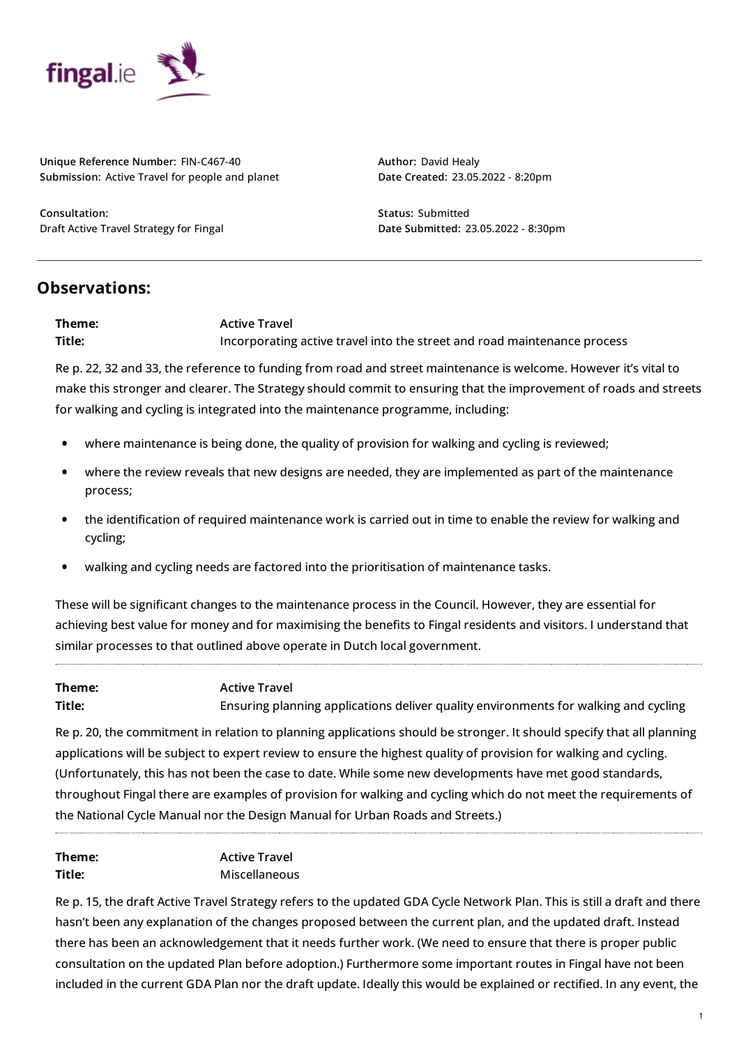fingal.ie

**Unique Reference Number:** FIN-C467-40
**Submission:** Active Travel for people and planet

**Author:** David Healy
**Date Created:** 23.05.2022 - 8:20pm

**Consultation:**
Draft Active Travel Strategy for Fingal

**Status:** Submitted
**Date Submitted:** 23.05.2022 - 8:30pm

---

## Observations:

**Theme:** Active Travel
**Title:** Incorporating active travel into the street and road maintenance process

Re p. 22, 32 and 33, the reference to funding from road and street maintenance is welcome. However it's vital to make this stronger and clearer. The Strategy should commit to ensuring that the improvement of roads and streets for walking and cycling is integrated into the maintenance programme, including:

- where maintenance is being done, the quality of provision for walking and cycling is reviewed;
- where the review reveals that new designs are needed, they are implemented as part of the maintenance process;
- the identification of required maintenance work is carried out in time to enable the review for walking and cycling;
- walking and cycling needs are factored into the prioritisation of maintenance tasks.

These will be significant changes to the maintenance process in the Council. However, they are essential for achieving best value for money and for maximising the benefits to Fingal residents and visitors. I understand that similar processes to that outlined above operate in Dutch local government.

---

**Theme:** Active Travel
**Title:** Ensuring planning applications deliver quality environments for walking and cycling

Re p. 20, the commitment in relation to planning applications should be stronger. It should specify that all planning applications will be subject to expert review to ensure the highest quality of provision for walking and cycling. (Unfortunately, this has not been the case to date. While some new developments have met good standards, throughout Fingal there are examples of provision for walking and cycling which do not meet the requirements of the National Cycle Manual nor the Design Manual for Urban Roads and Streets.)

---

**Theme:** Active Travel
**Title:** Miscellaneous

Re p. 15, the draft Active Travel Strategy refers to the updated GDA Cycle Network Plan. This is still a draft and there hasn't been any explanation of the changes proposed between the current plan, and the updated draft. Instead there has been an acknowledgement that it needs further work. (We need to ensure that there is proper public consultation on the updated Plan before adoption.) Furthermore some important routes in Fingal have not been included in the current GDA Plan nor the draft update. Ideally this would be explained or rectified. In any event, the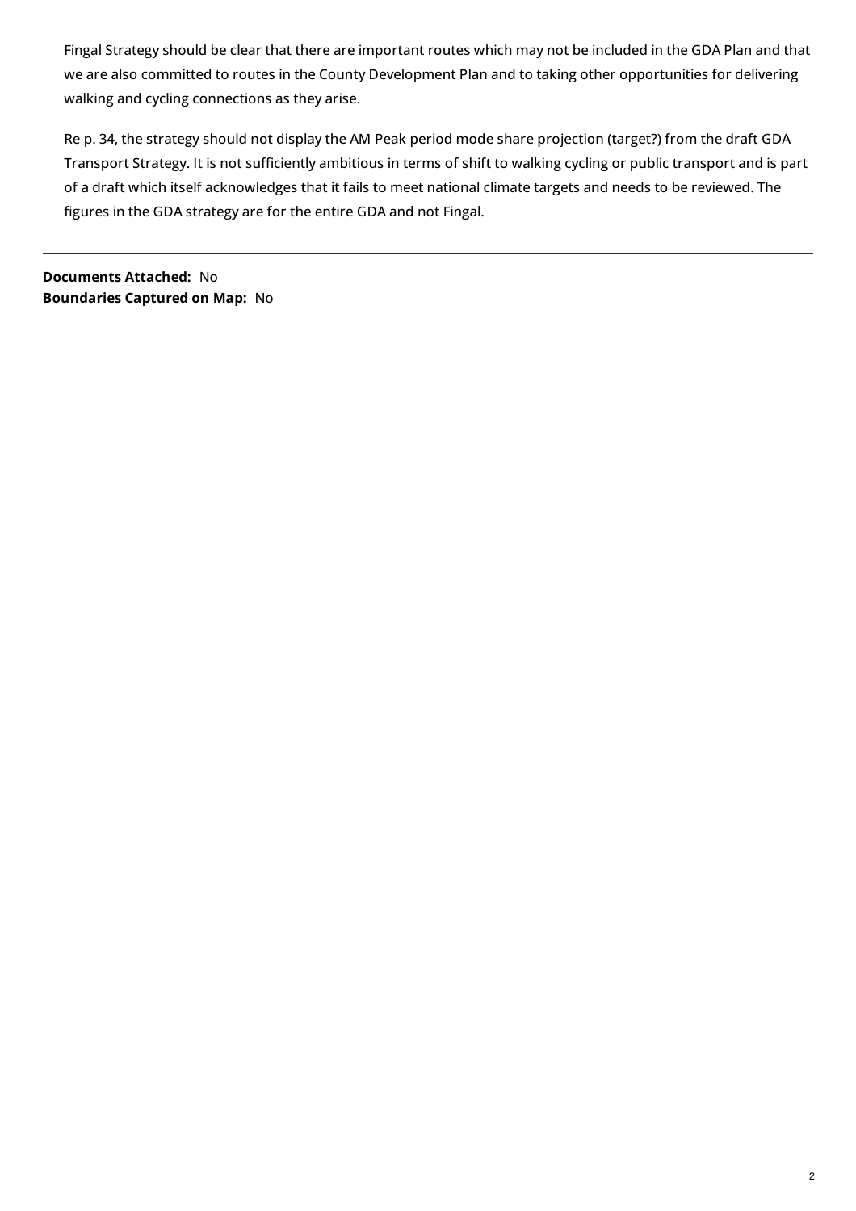Fingal Strategy should be clear that there are important routes which may not be included in the GDA Plan and that we are also committed to routes in the County Development Plan and to taking other opportunities for delivering walking and cycling connections as they arise.

Re p. 34, the strategy should not display the AM Peak period mode share projection (target?) from the draft GDA Transport Strategy. It is not sufficiently ambitious in terms of shift to walking cycling or public transport and is part of a draft which itself acknowledges that it fails to meet national climate targets and needs to be reviewed. The figures in the GDA strategy are for the entire GDA and not Fingal.

---

**Documents Attached:** No
**Boundaries Captured on Map:** No